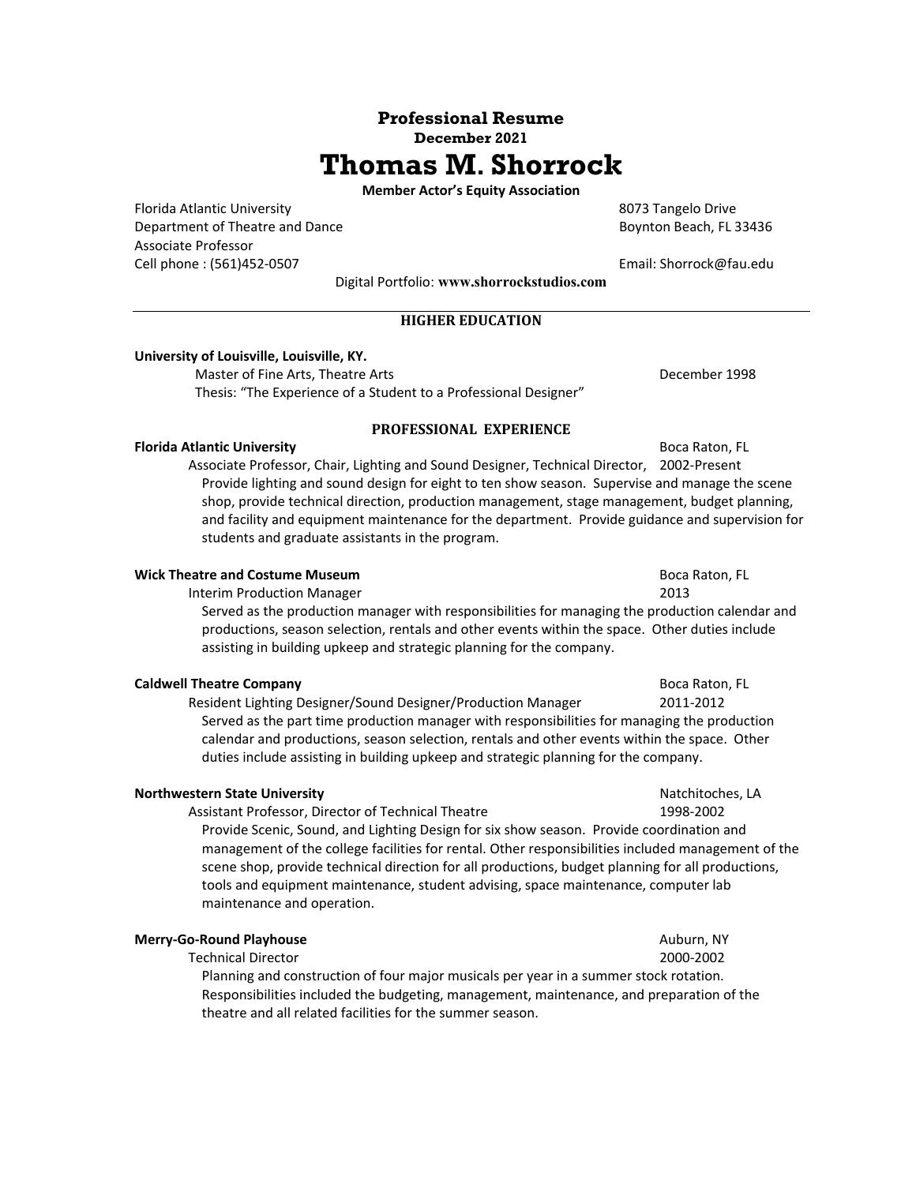**Professional Resume**

**December 2021**

# Thomas M. Shorrock

**Member Actor's Equity Association**

Florida Atlantic University
Department of Theatre and Dance
Associate Professor
Cell phone : (561)452-0507

8073 Tangelo Drive
Boynton Beach, FL 33436
Email: Shorrock@fau.edu

Digital Portfolio: **www.shorrockstudios.com**

---

## HIGHER EDUCATION

**University of Louisville, Louisville, KY.**

Master of Fine Arts, Theatre Arts — December 1998

Thesis: "The Experience of a Student to a Professional Designer"

## PROFESSIONAL EXPERIENCE

**Florida Atlantic University** — Boca Raton, FL

Associate Professor, Chair, Lighting and Sound Designer, Technical Director, 2002-Present

Provide lighting and sound design for eight to ten show season. Supervise and manage the scene shop, provide technical direction, production management, stage management, budget planning, and facility and equipment maintenance for the department. Provide guidance and supervision for students and graduate assistants in the program.

**Wick Theatre and Costume Museum** — Boca Raton, FL

Interim Production Manager — 2013

Served as the production manager with responsibilities for managing the production calendar and productions, season selection, rentals and other events within the space. Other duties include assisting in building upkeep and strategic planning for the company.

**Caldwell Theatre Company** — Boca Raton, FL

Resident Lighting Designer/Sound Designer/Production Manager — 2011-2012

Served as the part time production manager with responsibilities for managing the production calendar and productions, season selection, rentals and other events within the space. Other duties include assisting in building upkeep and strategic planning for the company.

**Northwestern State University** — Natchitoches, LA

Assistant Professor, Director of Technical Theatre — 1998-2002

Provide Scenic, Sound, and Lighting Design for six show season. Provide coordination and management of the college facilities for rental. Other responsibilities included management of the scene shop, provide technical direction for all productions, budget planning for all productions, tools and equipment maintenance, student advising, space maintenance, computer lab maintenance and operation.

**Merry-Go-Round Playhouse** — Auburn, NY

Technical Director — 2000-2002

Planning and construction of four major musicals per year in a summer stock rotation. Responsibilities included the budgeting, management, maintenance, and preparation of the theatre and all related facilities for the summer season.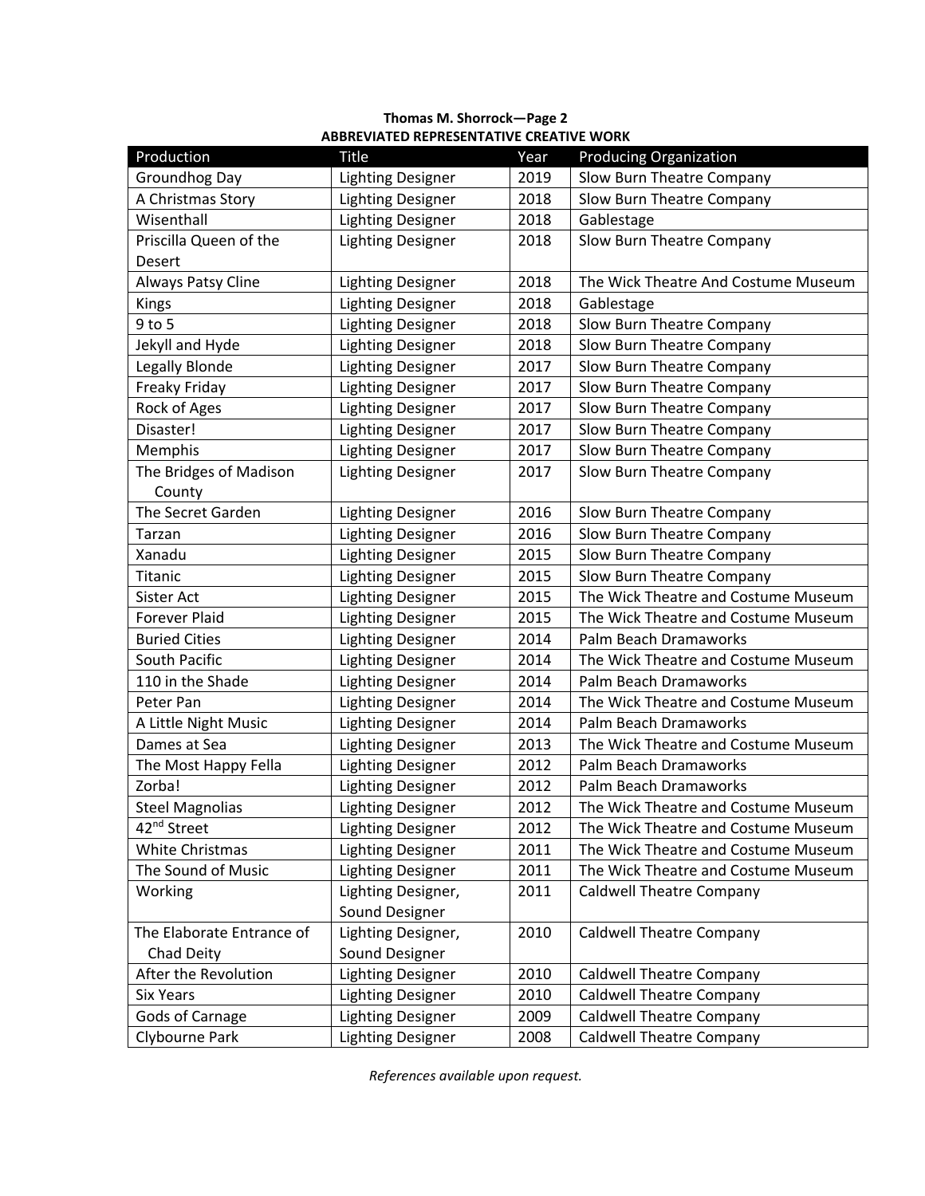**ABBREVIATED REPRESENTATIVE CREATIVE WORK**

| Production | Title | Year | Producing Organization |
|---|---|---|---|
| Groundhog Day | Lighting Designer | 2019 | Slow Burn Theatre Company |
| A Christmas Story | Lighting Designer | 2018 | Slow Burn Theatre Company |
| Wisenthall | Lighting Designer | 2018 | Gablestage |
| Priscilla Queen of the Desert | Lighting Designer | 2018 | Slow Burn Theatre Company |
| Always Patsy Cline | Lighting Designer | 2018 | The Wick Theatre And Costume Museum |
| Kings | Lighting Designer | 2018 | Gablestage |
| 9 to 5 | Lighting Designer | 2018 | Slow Burn Theatre Company |
| Jekyll and Hyde | Lighting Designer | 2018 | Slow Burn Theatre Company |
| Legally Blonde | Lighting Designer | 2017 | Slow Burn Theatre Company |
| Freaky Friday | Lighting Designer | 2017 | Slow Burn Theatre Company |
| Rock of Ages | Lighting Designer | 2017 | Slow Burn Theatre Company |
| Disaster! | Lighting Designer | 2017 | Slow Burn Theatre Company |
| Memphis | Lighting Designer | 2017 | Slow Burn Theatre Company |
| The Bridges of Madison County | Lighting Designer | 2017 | Slow Burn Theatre Company |
| The Secret Garden | Lighting Designer | 2016 | Slow Burn Theatre Company |
| Tarzan | Lighting Designer | 2016 | Slow Burn Theatre Company |
| Xanadu | Lighting Designer | 2015 | Slow Burn Theatre Company |
| Titanic | Lighting Designer | 2015 | Slow Burn Theatre Company |
| Sister Act | Lighting Designer | 2015 | The Wick Theatre and Costume Museum |
| Forever Plaid | Lighting Designer | 2015 | The Wick Theatre and Costume Museum |
| Buried Cities | Lighting Designer | 2014 | Palm Beach Dramaworks |
| South Pacific | Lighting Designer | 2014 | The Wick Theatre and Costume Museum |
| 110 in the Shade | Lighting Designer | 2014 | Palm Beach Dramaworks |
| Peter Pan | Lighting Designer | 2014 | The Wick Theatre and Costume Museum |
| A Little Night Music | Lighting Designer | 2014 | Palm Beach Dramaworks |
| Dames at Sea | Lighting Designer | 2013 | The Wick Theatre and Costume Museum |
| The Most Happy Fella | Lighting Designer | 2012 | Palm Beach Dramaworks |
| Zorba! | Lighting Designer | 2012 | Palm Beach Dramaworks |
| Steel Magnolias | Lighting Designer | 2012 | The Wick Theatre and Costume Museum |
| 42nd Street | Lighting Designer | 2012 | The Wick Theatre and Costume Museum |
| White Christmas | Lighting Designer | 2011 | The Wick Theatre and Costume Museum |
| The Sound of Music | Lighting Designer | 2011 | The Wick Theatre and Costume Museum |
| Working | Lighting Designer, Sound Designer | 2011 | Caldwell Theatre Company |
| The Elaborate Entrance of Chad Deity | Lighting Designer, Sound Designer | 2010 | Caldwell Theatre Company |
| After the Revolution | Lighting Designer | 2010 | Caldwell Theatre Company |
| Six Years | Lighting Designer | 2010 | Caldwell Theatre Company |
| Gods of Carnage | Lighting Designer | 2009 | Caldwell Theatre Company |
| Clybourne Park | Lighting Designer | 2008 | Caldwell Theatre Company |

*References available upon request.*